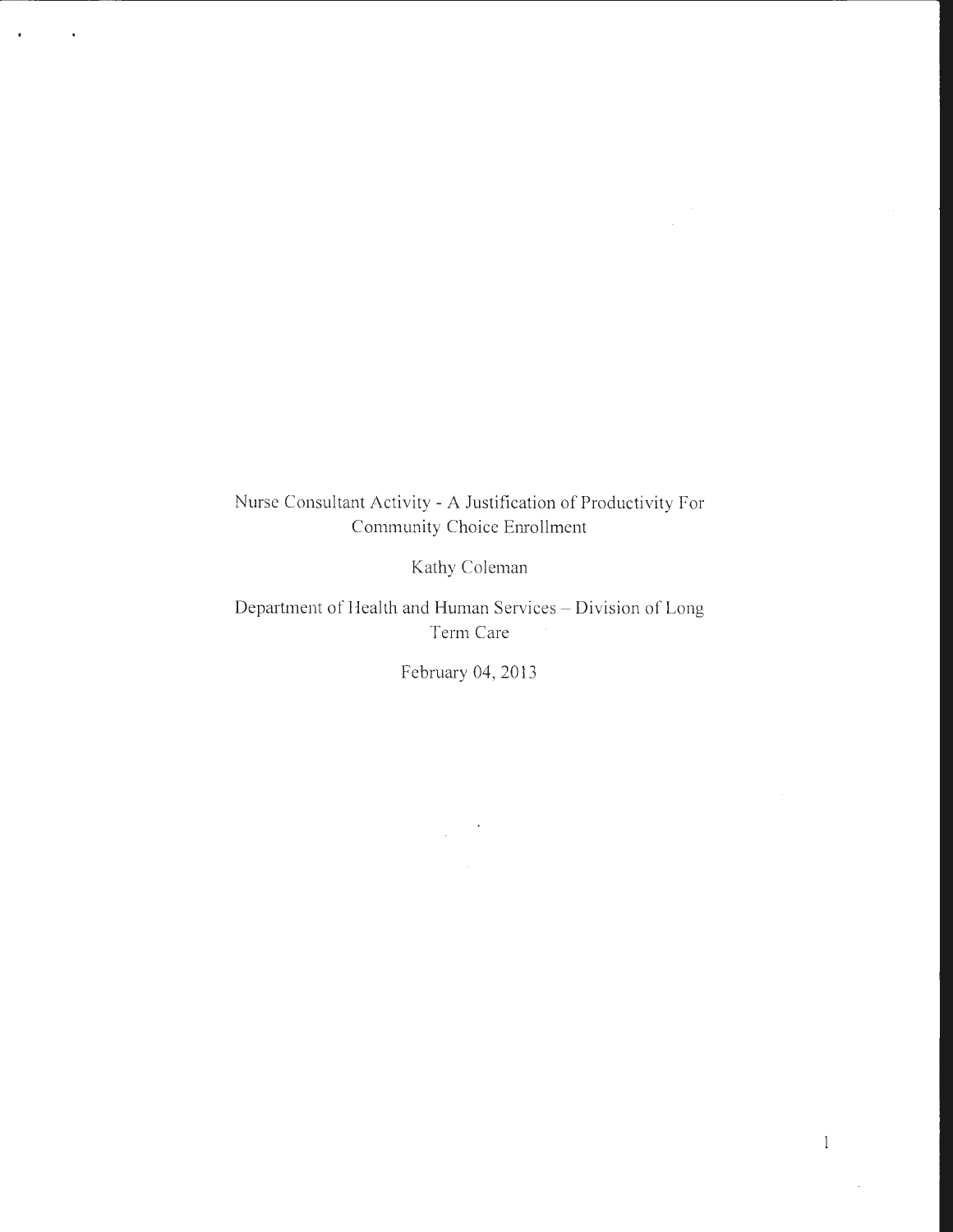# Nurse Consultant Activity - A Justification of Productivity For Community Choice Enrollment

Kathy Coleman

Department of Health and Human Services – Division of Long Term Care

February 04, 2013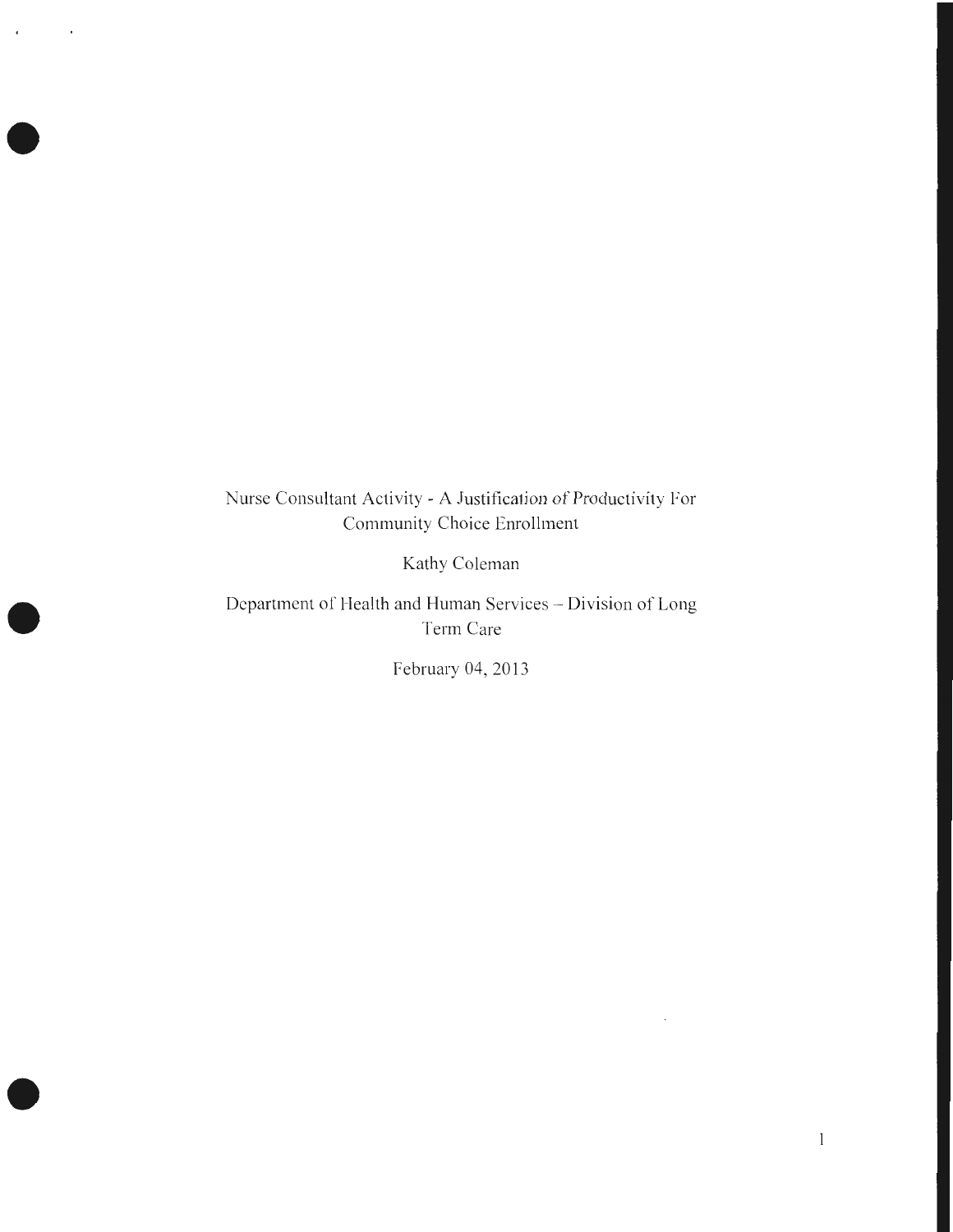Nurse Consultant Activity - A Justification of Productivity For Community Choice Enrollment

Kathy Coleman

Department of Health and Human Services – Division of Long Term Care

February 04, 2013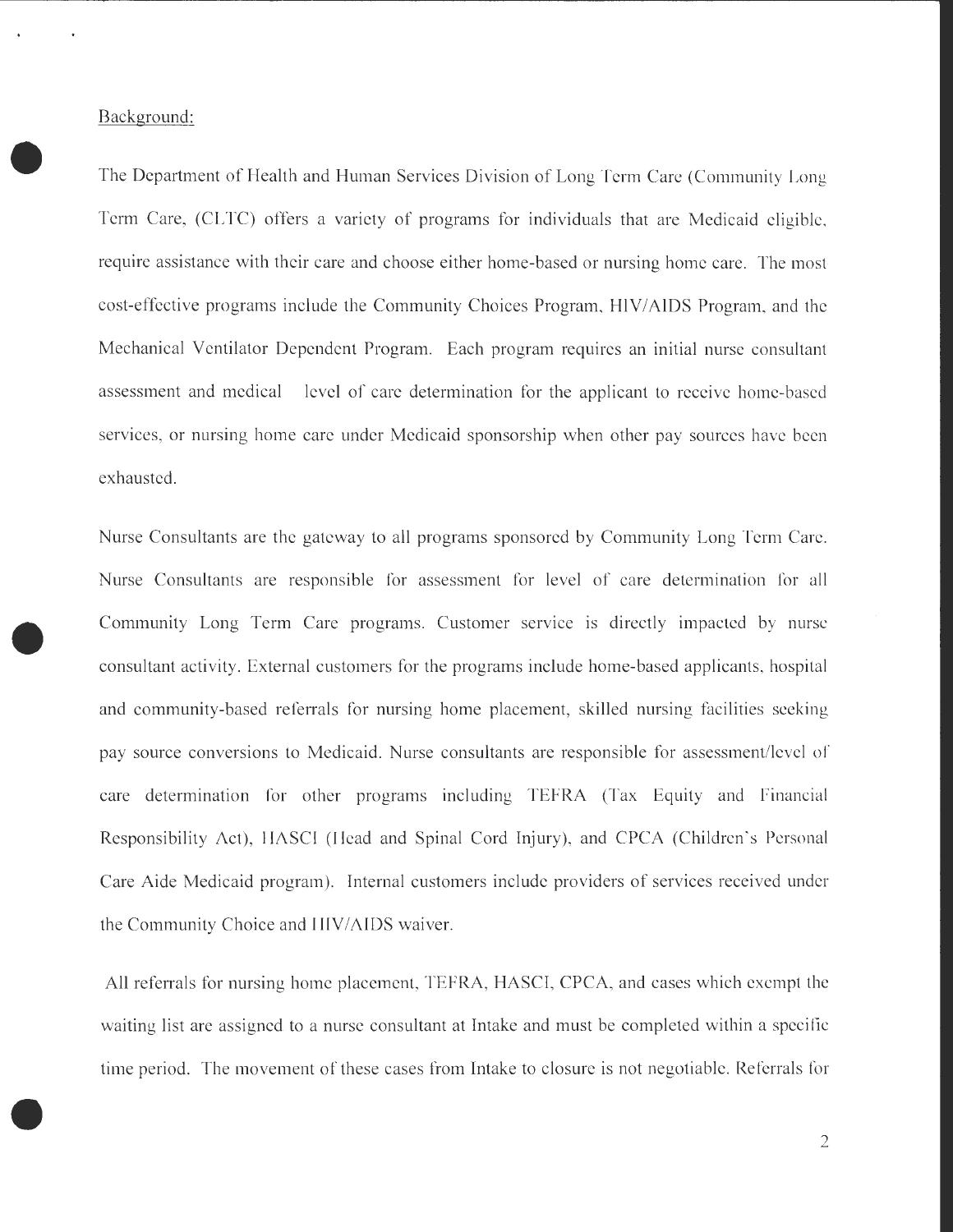Background:

The Department of Health and Human Services Division of Long Term Care (Community Long Term Care, (CLTC) offers a variety of programs for individuals that are Medicaid eligible, require assistance with their care and choose either home-based or nursing home care. The most cost-effective programs include the Community Choices Program, HIV/AIDS Program, and the Mechanical Ventilator Dependent Program. Each program requires an initial nurse consultant assessment and medical level of care determination for the applicant to receive home-based services, or nursing home care under Medicaid sponsorship when other pay sources have been exhausted.

Nurse Consultants are the gateway to all programs sponsored by Community Long Term Care. Nurse Consultants are responsible for assessment for level of care determination for all Community Long Term Care programs. Customer service is directly impacted by nurse consultant activity. External customers for the programs include home-based applicants, hospital and community-based referrals for nursing home placement, skilled nursing facilities seeking pay source conversions to Medicaid. Nurse consultants are responsible for assessment/level of care determination for other programs including TEFRA (Tax Equity and Financial Responsibility Act), HASCI (Head and Spinal Cord Injury), and CPCA (Children's Personal Care Aide Medicaid program). Internal customers include providers of services received under the Community Choice and HIV/AIDS waiver.

All referrals for nursing home placement, TEFRA, HASCI, CPCA, and cases which exempt the waiting list are assigned to a nurse consultant at Intake and must be completed within a specific time period. The movement of these cases from Intake to closure is not negotiable. Referrals for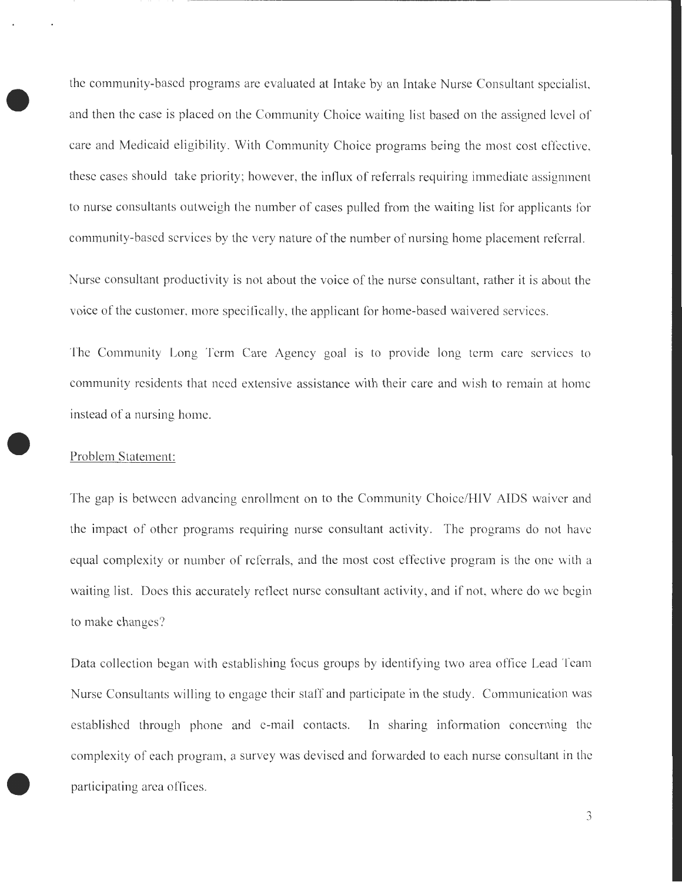the community-based programs are evaluated at Intake by an Intake Nurse Consultant specialist, and then the case is placed on the Community Choice waiting list based on the assigned level of care and Medicaid eligibility. With Community Choice programs being the most cost effective, these cases should take priority; however, the influx of referrals requiring immediate assignment to nurse consultants outweigh the number of cases pulled from the waiting list for applicants for community-based services by the very nature of the number of nursing home placement referral.

Nurse consultant productivity is not about the voice of the nurse consultant, rather it is about the voice of the customer, more specifically, the applicant for home-based waivered services.

The Community Long Term Care Agency goal is to provide long term care services to community residents that need extensive assistance with their care and wish to remain at home instead of a nursing home.

Problem Statement:

The gap is between advancing enrollment on to the Community Choice/HIV AIDS waiver and the impact of other programs requiring nurse consultant activity. The programs do not have equal complexity or number of referrals, and the most cost effective program is the one with a waiting list. Does this accurately reflect nurse consultant activity, and if not, where do we begin to make changes?

Data collection began with establishing focus groups by identifying two area office Lead Team Nurse Consultants willing to engage their staff and participate in the study. Communication was established through phone and e-mail contacts. In sharing information concerning the complexity of each program, a survey was devised and forwarded to each nurse consultant in the participating area offices.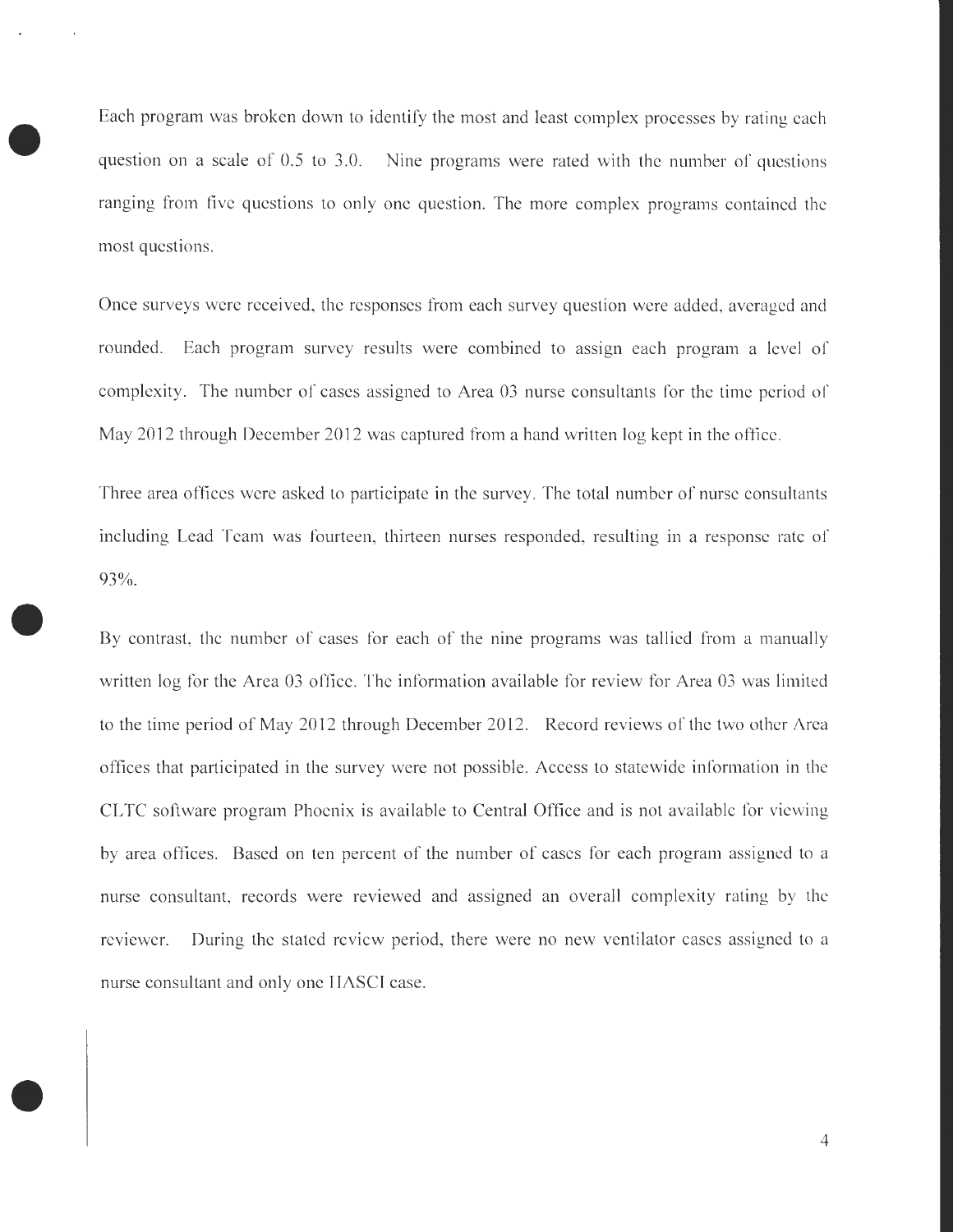Each program was broken down to identify the most and least complex processes by rating each question on a scale of 0.5 to 3.0. Nine programs were rated with the number of questions ranging from five questions to only one question. The more complex programs contained the most questions.

Once surveys were received, the responses from each survey question were added, averaged and rounded. Each program survey results were combined to assign each program a level of complexity. The number of cases assigned to Area 03 nurse consultants for the time period of May 2012 through December 2012 was captured from a hand written log kept in the office.

Three area offices were asked to participate in the survey. The total number of nurse consultants including Lead Team was fourteen, thirteen nurses responded, resulting in a response rate of 93%.

By contrast, the number of cases for each of the nine programs was tallied from a manually written log for the Area 03 office. The information available for review for Area 03 was limited to the time period of May 2012 through December 2012. Record reviews of the two other Area offices that participated in the survey were not possible. Access to statewide information in the CLTC software program Phoenix is available to Central Office and is not available for viewing by area offices. Based on ten percent of the number of cases for each program assigned to a nurse consultant, records were reviewed and assigned an overall complexity rating by the reviewer. During the stated review period, there were no new ventilator cases assigned to a nurse consultant and only one HASCI case.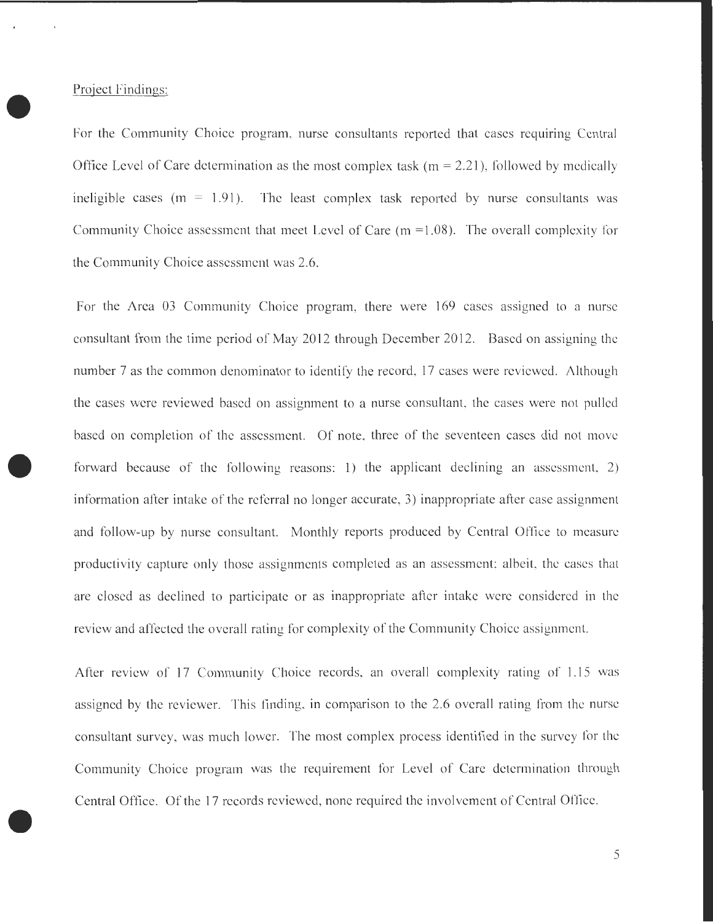Project Findings:

For the Community Choice program, nurse consultants reported that cases requiring Central Office Level of Care determination as the most complex task ($m = 2.21$), followed by medically ineligible cases ($m = 1.91$). The least complex task reported by nurse consultants was Community Choice assessment that meet Level of Care ($m = 1.08$). The overall complexity for the Community Choice assessment was 2.6.

For the Area 03 Community Choice program, there were 169 cases assigned to a nurse consultant from the time period of May 2012 through December 2012. Based on assigning the number 7 as the common denominator to identify the record, 17 cases were reviewed. Although the cases were reviewed based on assignment to a nurse consultant, the cases were not pulled based on completion of the assessment. Of note, three of the seventeen cases did not move forward because of the following reasons: 1) the applicant declining an assessment, 2) information after intake of the referral no longer accurate, 3) inappropriate after case assignment and follow-up by nurse consultant. Monthly reports produced by Central Office to measure productivity capture only those assignments completed as an assessment; albeit, the cases that are closed as declined to participate or as inappropriate after intake were considered in the review and affected the overall rating for complexity of the Community Choice assignment.

After review of 17 Community Choice records, an overall complexity rating of 1.15 was assigned by the reviewer. This finding, in comparison to the 2.6 overall rating from the nurse consultant survey, was much lower. The most complex process identified in the survey for the Community Choice program was the requirement for Level of Care determination through Central Office. Of the 17 records reviewed, none required the involvement of Central Office.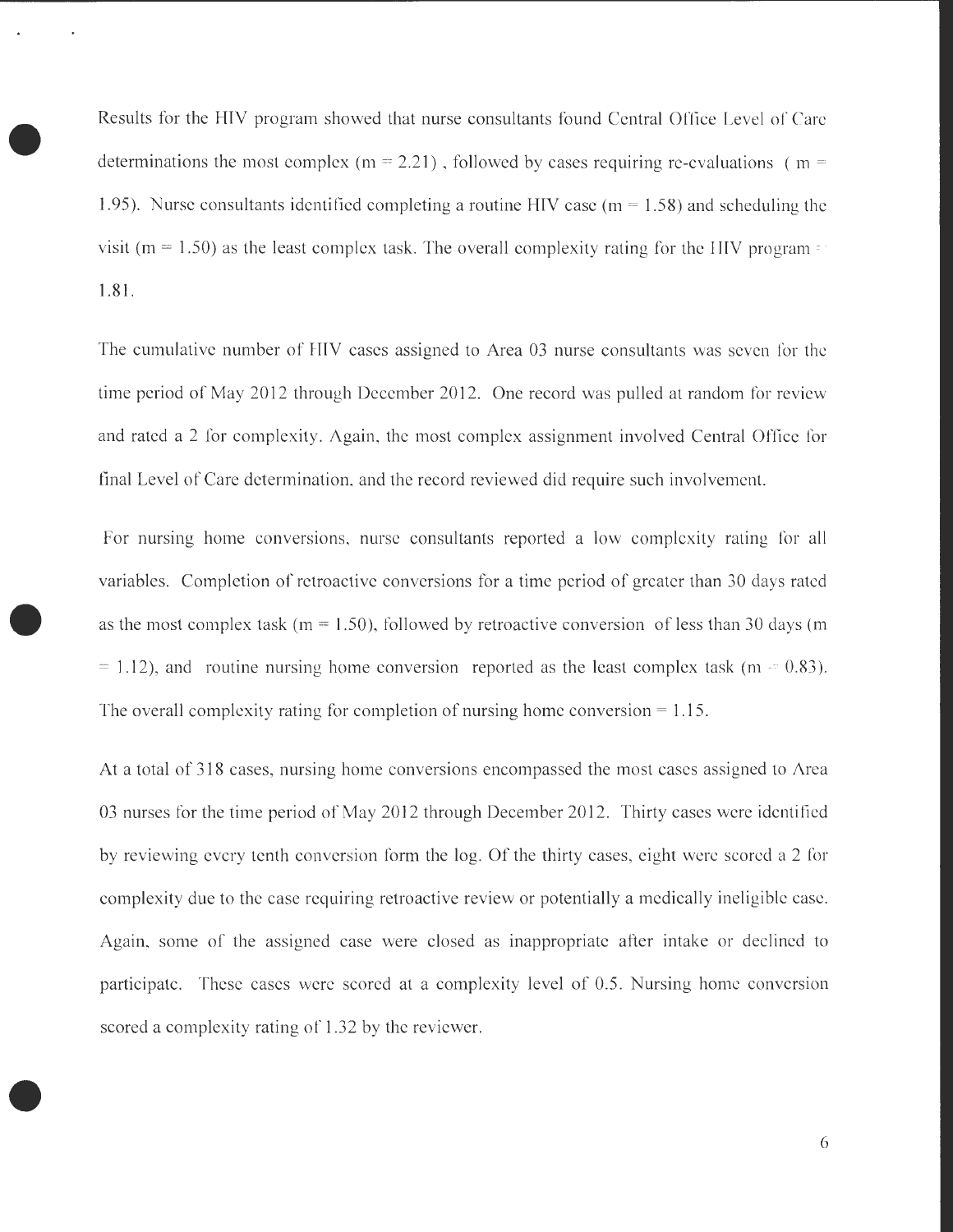Results for the HIV program showed that nurse consultants found Central Office Level of Care determinations the most complex ($m = 2.21$) , followed by cases requiring re-evaluations ( $m = 1.95$). Nurse consultants identified completing a routine HIV case ($m = 1.58$) and scheduling the visit ($m = 1.50$) as the least complex task. The overall complexity rating for the HIV program = 1.81.

The cumulative number of HIV cases assigned to Area 03 nurse consultants was seven for the time period of May 2012 through December 2012. One record was pulled at random for review and rated a 2 for complexity. Again, the most complex assignment involved Central Office for final Level of Care determination, and the record reviewed did require such involvement.

For nursing home conversions, nurse consultants reported a low complexity rating for all variables. Completion of retroactive conversions for a time period of greater than 30 days rated as the most complex task ($m = 1.50$), followed by retroactive conversion of less than 30 days ($m = 1.12$), and routine nursing home conversion reported as the least complex task ($m = 0.83$). The overall complexity rating for completion of nursing home conversion = 1.15.

At a total of 318 cases, nursing home conversions encompassed the most cases assigned to Area 03 nurses for the time period of May 2012 through December 2012. Thirty cases were identified by reviewing every tenth conversion form the log. Of the thirty cases, eight were scored a 2 for complexity due to the case requiring retroactive review or potentially a medically ineligible case. Again, some of the assigned case were closed as inappropriate after intake or declined to participate. These cases were scored at a complexity level of 0.5. Nursing home conversion scored a complexity rating of 1.32 by the reviewer.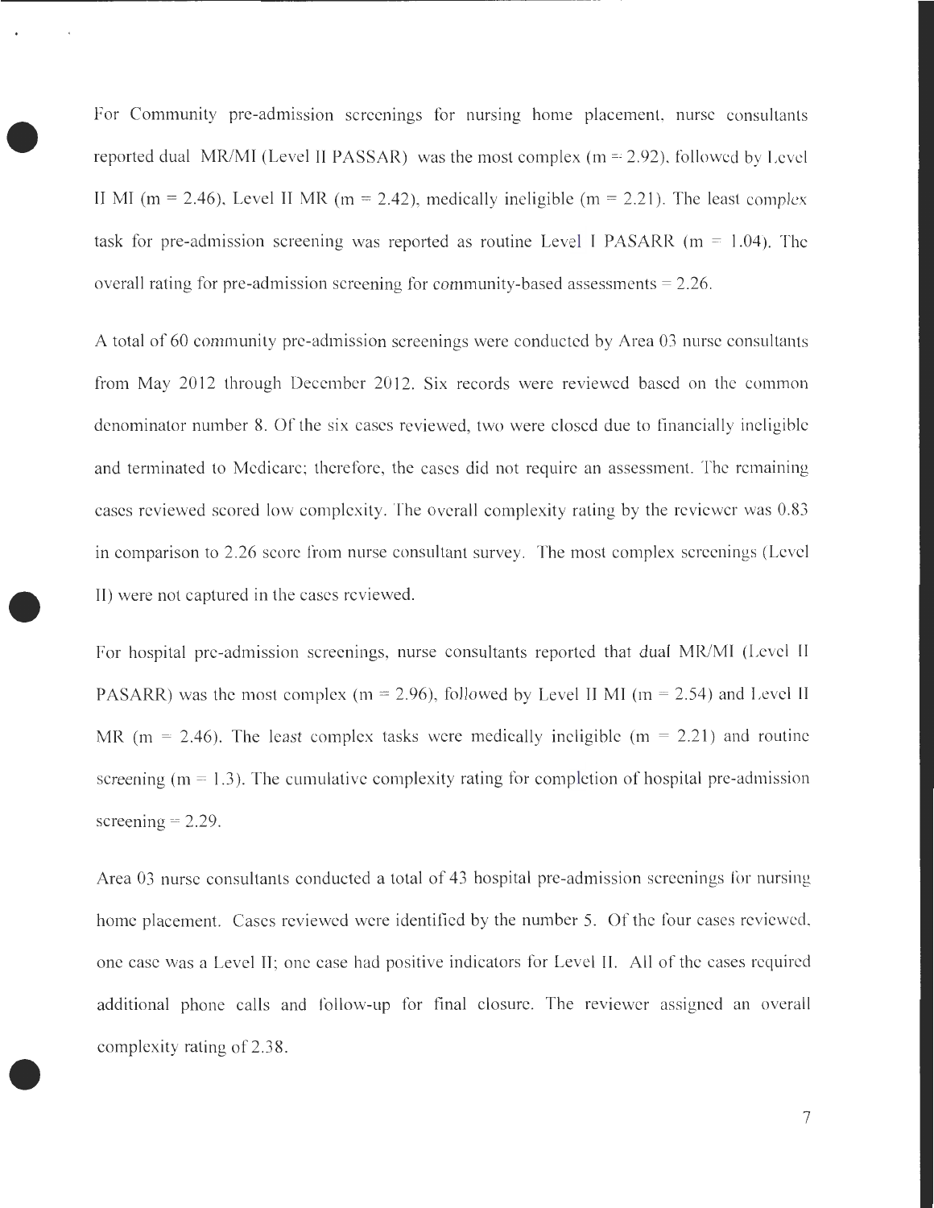For Community pre-admission screenings for nursing home placement, nurse consultants reported dual MR/MI (Level II PASSAR) was the most complex (m = 2.92), followed by Level II MI (m = 2.46), Level II MR (m = 2.42), medically ineligible (m = 2.21). The least complex task for pre-admission screening was reported as routine Level I PASARR (m = 1.04). The overall rating for pre-admission screening for community-based assessments = 2.26.

A total of 60 community pre-admission screenings were conducted by Area 03 nurse consultants from May 2012 through December 2012. Six records were reviewed based on the common denominator number 8. Of the six cases reviewed, two were closed due to financially ineligible and terminated to Medicare; therefore, the cases did not require an assessment. The remaining cases reviewed scored low complexity. The overall complexity rating by the reviewer was 0.83 in comparison to 2.26 score from nurse consultant survey. The most complex screenings (Level II) were not captured in the cases reviewed.

For hospital pre-admission screenings, nurse consultants reported that dual MR/MI (Level II PASARR) was the most complex (m = 2.96), followed by Level II MI (m = 2.54) and Level II MR (m = 2.46). The least complex tasks were medically ineligible (m = 2.21) and routine screening (m = 1.3). The cumulative complexity rating for completion of hospital pre-admission screening = 2.29.

Area 03 nurse consultants conducted a total of 43 hospital pre-admission screenings for nursing home placement. Cases reviewed were identified by the number 5. Of the four cases reviewed, one case was a Level II; one case had positive indicators for Level II. All of the cases required additional phone calls and follow-up for final closure. The reviewer assigned an overall complexity rating of 2.38.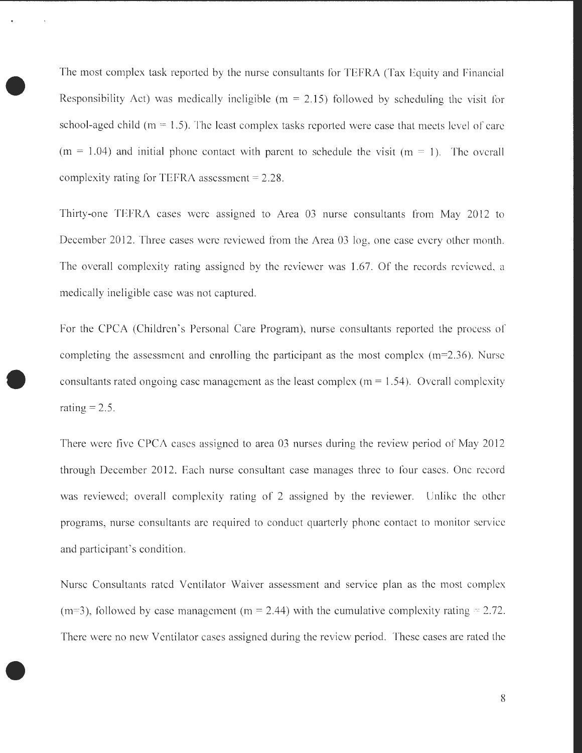The most complex task reported by the nurse consultants for TEFRA (Tax Equity and Financial Responsibility Act) was medically ineligible (m = 2.15) followed by scheduling the visit for school-aged child (m = 1.5). The least complex tasks reported were case that meets level of care (m = 1.04) and initial phone contact with parent to schedule the visit (m = 1). The overall complexity rating for TEFRA assessment = 2.28.

Thirty-one TEFRA cases were assigned to Area 03 nurse consultants from May 2012 to December 2012. Three cases were reviewed from the Area 03 log, one case every other month. The overall complexity rating assigned by the reviewer was 1.67. Of the records reviewed, a medically ineligible case was not captured.

For the CPCA (Children's Personal Care Program), nurse consultants reported the process of completing the assessment and enrolling the participant as the most complex (m=2.36). Nurse consultants rated ongoing case management as the least complex (m = 1.54). Overall complexity rating = 2.5.

There were five CPCA cases assigned to area 03 nurses during the review period of May 2012 through December 2012. Each nurse consultant case manages three to four cases. One record was reviewed; overall complexity rating of 2 assigned by the reviewer. Unlike the other programs, nurse consultants are required to conduct quarterly phone contact to monitor service and participant's condition.

Nurse Consultants rated Ventilator Waiver assessment and service plan as the most complex (m=3), followed by case management (m = 2.44) with the cumulative complexity rating = 2.72. There were no new Ventilator cases assigned during the review period. These cases are rated the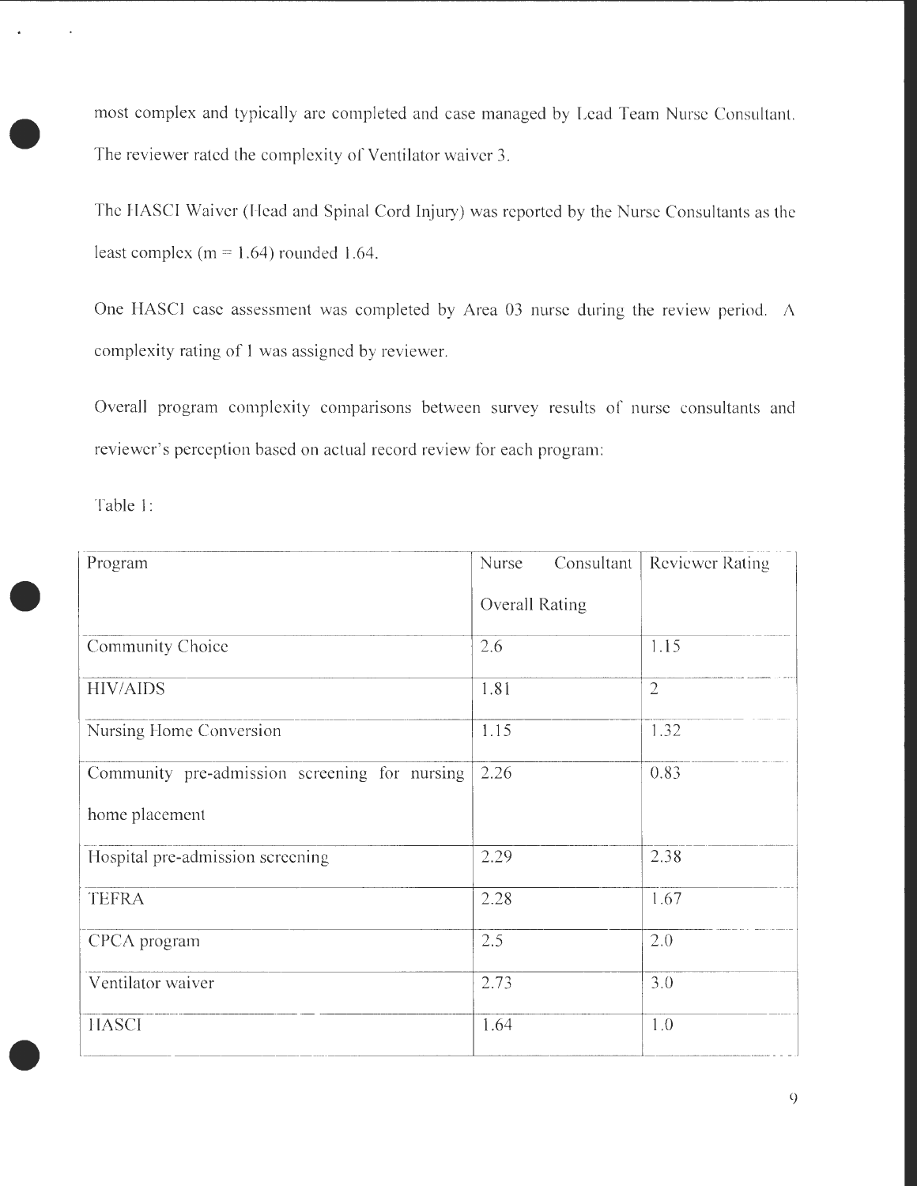most complex and typically are completed and case managed by Lead Team Nurse Consultant. The reviewer rated the complexity of Ventilator waiver 3.

The HASCI Waiver (Head and Spinal Cord Injury) was reported by the Nurse Consultants as the least complex ($m = 1.64$) rounded 1.64.

One HASCI case assessment was completed by Area 03 nurse during the review period. A complexity rating of 1 was assigned by reviewer.

Overall program complexity comparisons between survey results of nurse consultants and reviewer's perception based on actual record review for each program:

Table 1:

| Program | Nurse Consultant Overall Rating | Reviewer Rating |
|---|---|---|
| Community Choice | 2.6 | 1.15 |
| HIV/AIDS | 1.81 | 2 |
| Nursing Home Conversion | 1.15 | 1.32 |
| Community pre-admission screening for nursing home placement | 2.26 | 0.83 |
| Hospital pre-admission screening | 2.29 | 2.38 |
| TEFRA | 2.28 | 1.67 |
| CPCA program | 2.5 | 2.0 |
| Ventilator waiver | 2.73 | 3.0 |
| HASCI | 1.64 | 1.0 |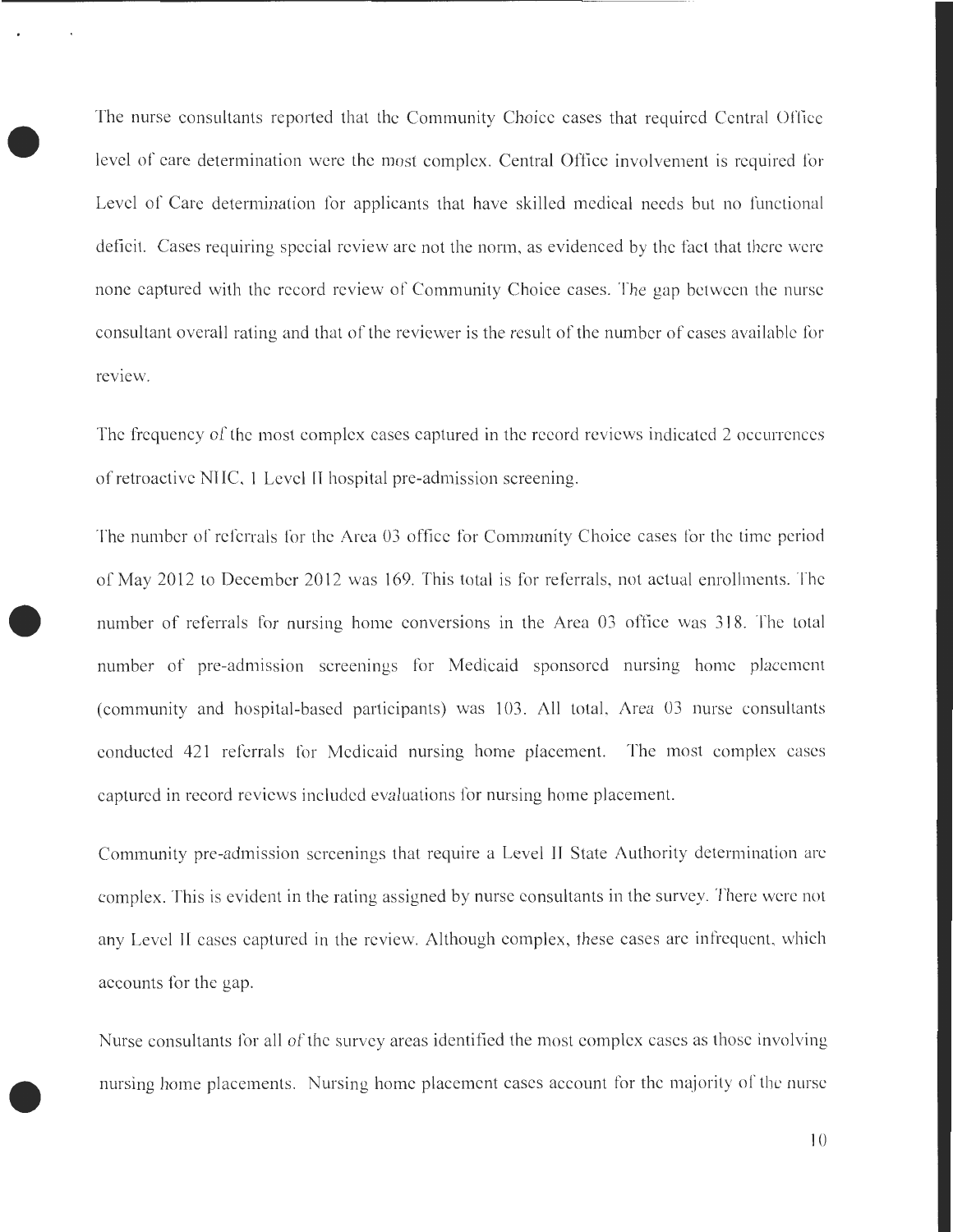The nurse consultants reported that the Community Choice cases that required Central Office level of care determination were the most complex. Central Office involvement is required for Level of Care determination for applicants that have skilled medical needs but no functional deficit. Cases requiring special review are not the norm, as evidenced by the fact that there were none captured with the record review of Community Choice cases. The gap between the nurse consultant overall rating and that of the reviewer is the result of the number of cases available for review.

The frequency of the most complex cases captured in the record reviews indicated 2 occurrences of retroactive NHC, 1 Level II hospital pre-admission screening.

The number of referrals for the Area 03 office for Community Choice cases for the time period of May 2012 to December 2012 was 169. This total is for referrals, not actual enrollments. The number of referrals for nursing home conversions in the Area 03 office was 318. The total number of pre-admission screenings for Medicaid sponsored nursing home placement (community and hospital-based participants) was 103. All total, Area 03 nurse consultants conducted 421 referrals for Medicaid nursing home placement. The most complex cases captured in record reviews included evaluations for nursing home placement.

Community pre-admission screenings that require a Level II State Authority determination are complex. This is evident in the rating assigned by nurse consultants in the survey. There were not any Level II cases captured in the review. Although complex, these cases are infrequent, which accounts for the gap.

Nurse consultants for all of the survey areas identified the most complex cases as those involving nursing home placements. Nursing home placement cases account for the majority of the nurse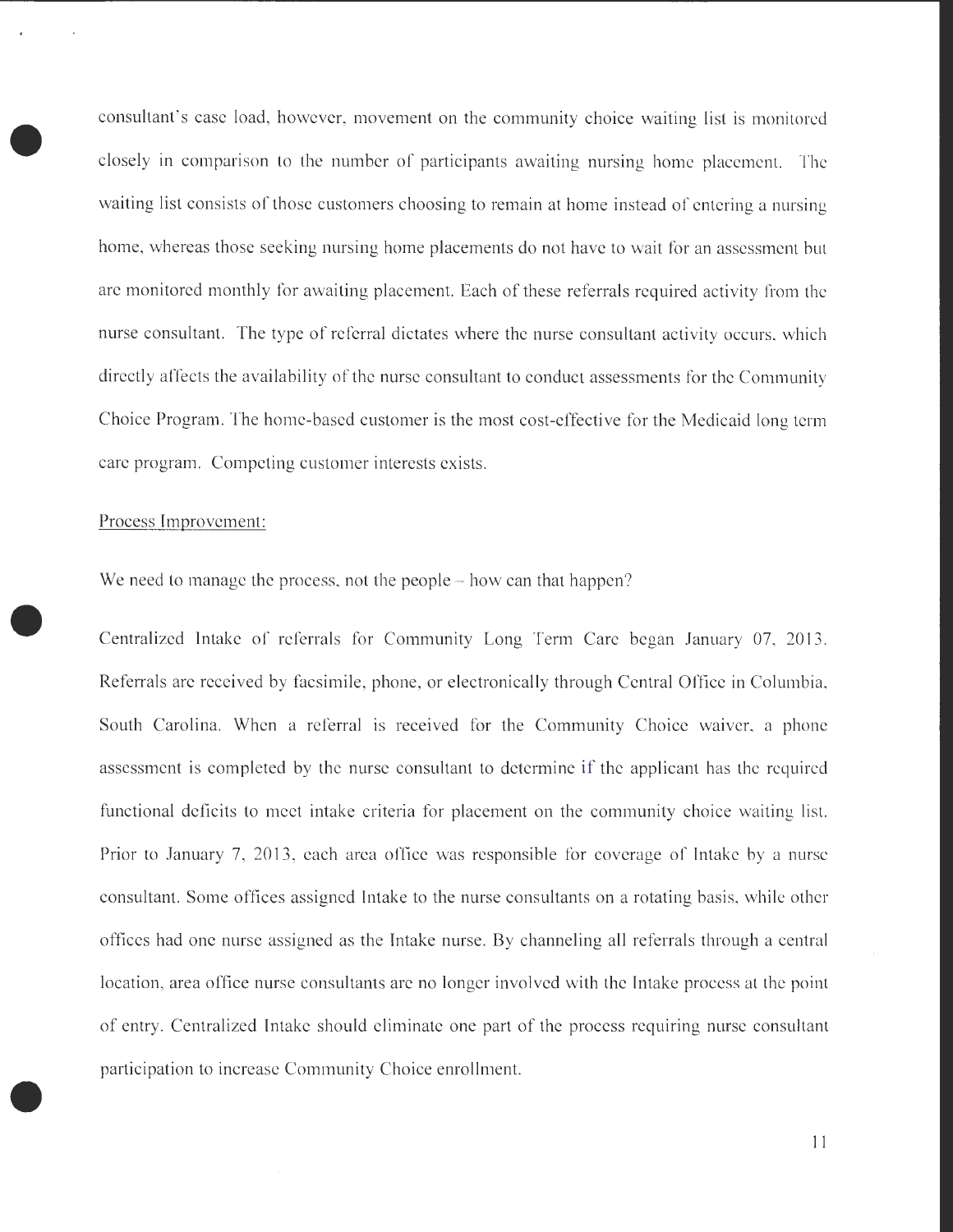consultant's case load, however, movement on the community choice waiting list is monitored closely in comparison to the number of participants awaiting nursing home placement. The waiting list consists of those customers choosing to remain at home instead of entering a nursing home, whereas those seeking nursing home placements do not have to wait for an assessment but are monitored monthly for awaiting placement. Each of these referrals required activity from the nurse consultant. The type of referral dictates where the nurse consultant activity occurs, which directly affects the availability of the nurse consultant to conduct assessments for the Community Choice Program. The home-based customer is the most cost-effective for the Medicaid long term care program. Competing customer interests exists.

Process Improvement:

We need to manage the process, not the people – how can that happen?

Centralized Intake of referrals for Community Long Term Care began January 07, 2013. Referrals are received by facsimile, phone, or electronically through Central Office in Columbia, South Carolina. When a referral is received for the Community Choice waiver, a phone assessment is completed by the nurse consultant to determine if the applicant has the required functional deficits to meet intake criteria for placement on the community choice waiting list. Prior to January 7, 2013, each area office was responsible for coverage of Intake by a nurse consultant. Some offices assigned Intake to the nurse consultants on a rotating basis, while other offices had one nurse assigned as the Intake nurse. By channeling all referrals through a central location, area office nurse consultants are no longer involved with the Intake process at the point of entry. Centralized Intake should eliminate one part of the process requiring nurse consultant participation to increase Community Choice enrollment.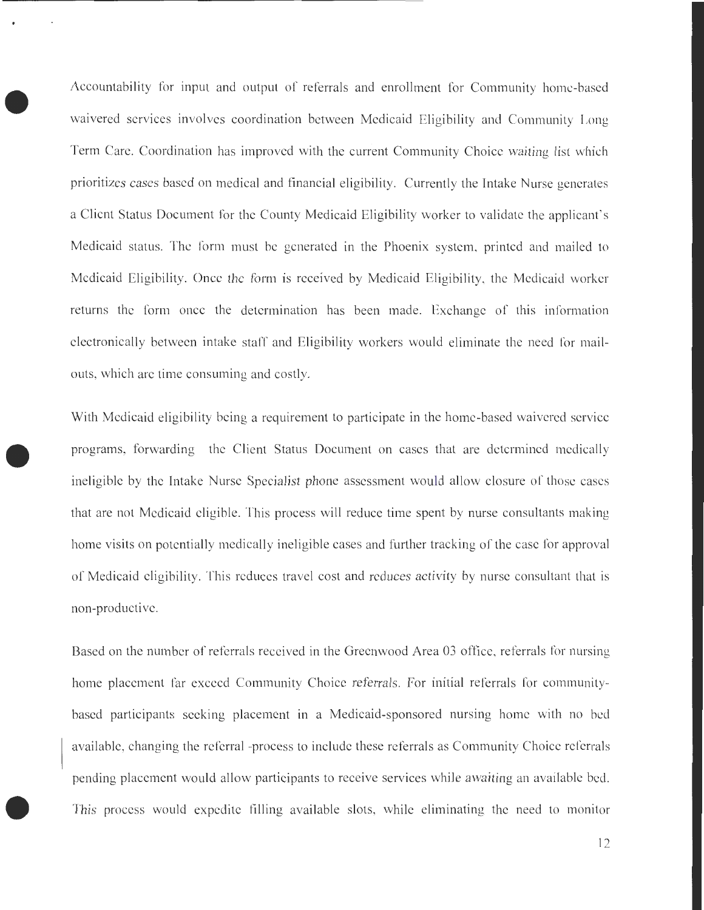Accountability for input and output of referrals and enrollment for Community home-based waivered services involves coordination between Medicaid Eligibility and Community Long Term Care. Coordination has improved with the current Community Choice waiting list which prioritizes cases based on medical and financial eligibility. Currently the Intake Nurse generates a Client Status Document for the County Medicaid Eligibility worker to validate the applicant's Medicaid status. The form must be generated in the Phoenix system, printed and mailed to Medicaid Eligibility. Once the form is received by Medicaid Eligibility, the Medicaid worker returns the form once the determination has been made. Exchange of this information electronically between intake staff and Eligibility workers would eliminate the need for mail-outs, which are time consuming and costly.

With Medicaid eligibility being a requirement to participate in the home-based waivered service programs, forwarding the Client Status Document on cases that are determined medically ineligible by the Intake Nurse Specialist phone assessment would allow closure of those cases that are not Medicaid eligible. This process will reduce time spent by nurse consultants making home visits on potentially medically ineligible cases and further tracking of the case for approval of Medicaid eligibility. This reduces travel cost and reduces activity by nurse consultant that is non-productive.

Based on the number of referrals received in the Greenwood Area 03 office, referrals for nursing home placement far exceed Community Choice referrals. For initial referrals for community-based participants seeking placement in a Medicaid-sponsored nursing home with no bed available, changing the referral -process to include these referrals as Community Choice referrals pending placement would allow participants to receive services while awaiting an available bed. This process would expedite filling available slots, while eliminating the need to monitor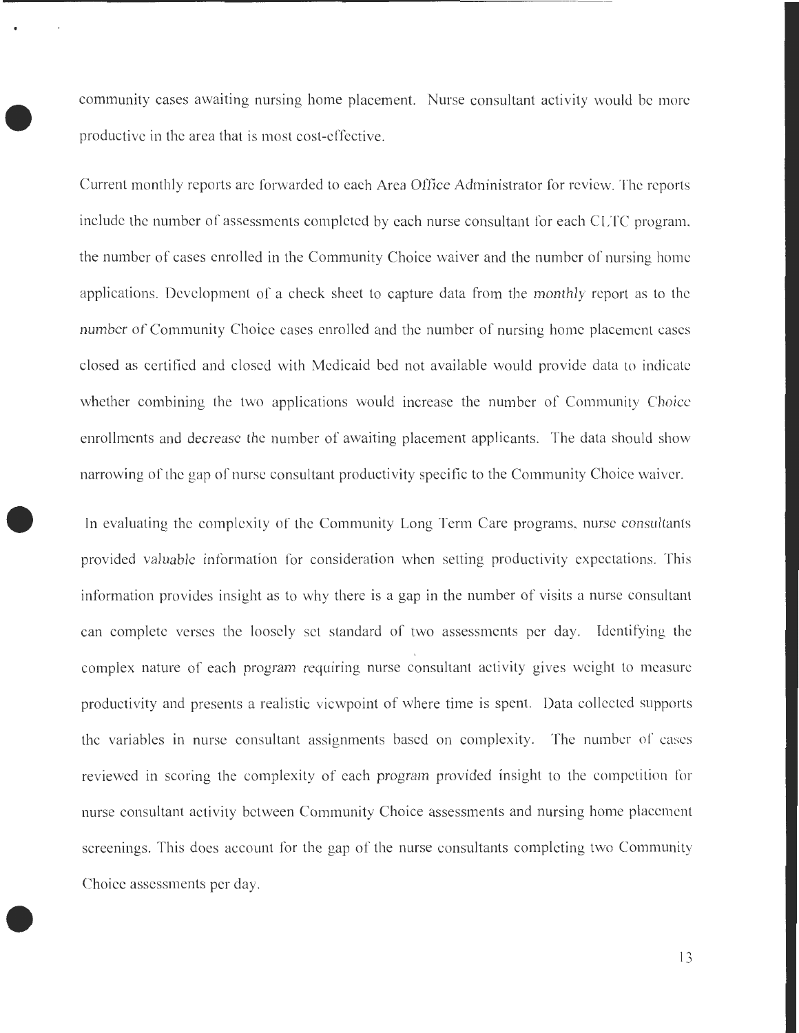community cases awaiting nursing home placement. Nurse consultant activity would be more productive in the area that is most cost-effective.

Current monthly reports are forwarded to each Area Office Administrator for review. The reports include the number of assessments completed by each nurse consultant for each CLTC program, the number of cases enrolled in the Community Choice waiver and the number of nursing home applications. Development of a check sheet to capture data from the monthly report as to the number of Community Choice cases enrolled and the number of nursing home placement cases closed as certified and closed with Medicaid bed not available would provide data to indicate whether combining the two applications would increase the number of Community Choice enrollments and decrease the number of awaiting placement applicants. The data should show narrowing of the gap of nurse consultant productivity specific to the Community Choice waiver.

In evaluating the complexity of the Community Long Term Care programs, nurse consultants provided valuable information for consideration when setting productivity expectations. This information provides insight as to why there is a gap in the number of visits a nurse consultant can complete verses the loosely set standard of two assessments per day. Identifying the complex nature of each program requiring nurse consultant activity gives weight to measure productivity and presents a realistic viewpoint of where time is spent. Data collected supports the variables in nurse consultant assignments based on complexity. The number of cases reviewed in scoring the complexity of each program provided insight to the competition for nurse consultant activity between Community Choice assessments and nursing home placement screenings. This does account for the gap of the nurse consultants completing two Community Choice assessments per day.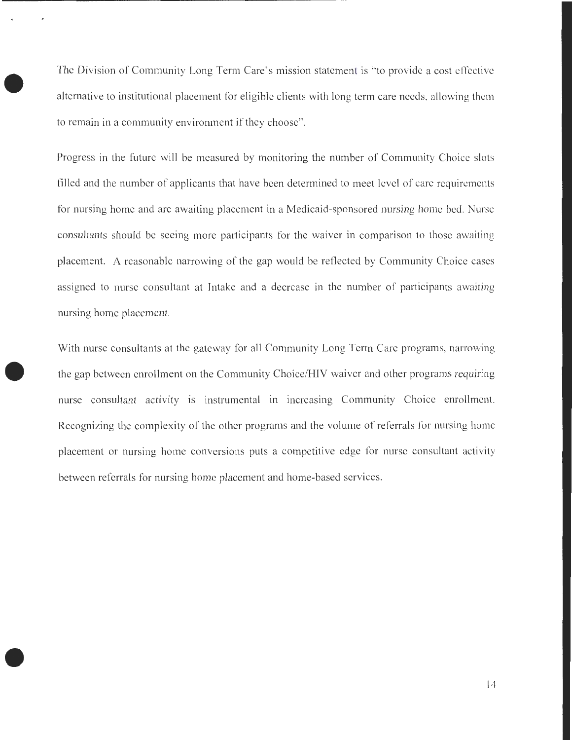The Division of Community Long Term Care's mission statement is "to provide a cost effective alternative to institutional placement for eligible clients with long term care needs, allowing them to remain in a community environment if they choose".

Progress in the future will be measured by monitoring the number of Community Choice slots filled and the number of applicants that have been determined to meet level of care requirements for nursing home and are awaiting placement in a Medicaid-sponsored nursing home bed. Nurse consultants should be seeing more participants for the waiver in comparison to those awaiting placement. A reasonable narrowing of the gap would be reflected by Community Choice cases assigned to nurse consultant at Intake and a decrease in the number of participants awaiting nursing home placement.

With nurse consultants at the gateway for all Community Long Term Care programs, narrowing the gap between enrollment on the Community Choice/HIV waiver and other programs requiring nurse consultant activity is instrumental in increasing Community Choice enrollment. Recognizing the complexity of the other programs and the volume of referrals for nursing home placement or nursing home conversions puts a competitive edge for nurse consultant activity between referrals for nursing home placement and home-based services.